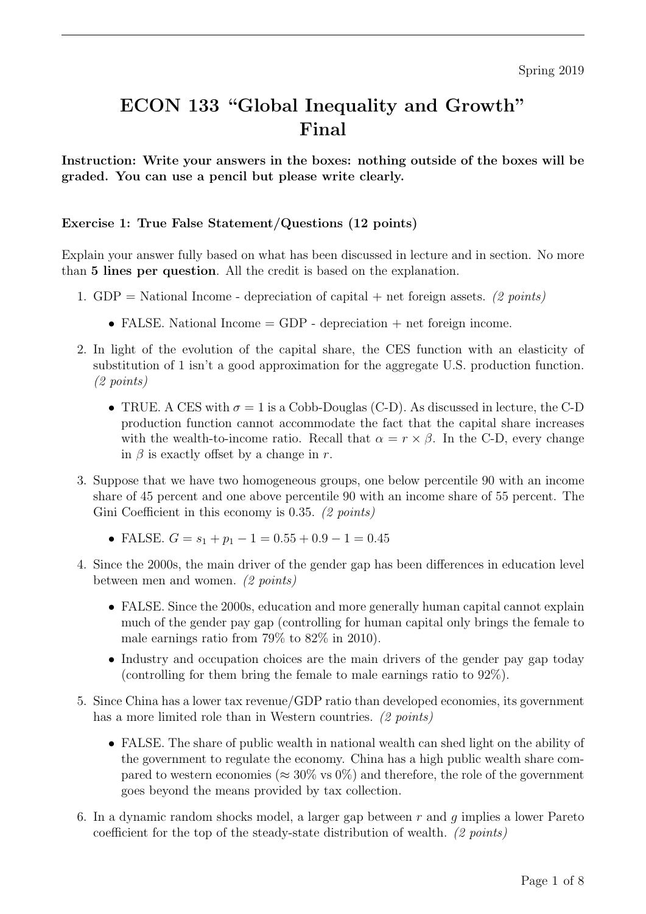Spring 2019

# ECON 133 "Global Inequality and Growth"
# Final

**Instruction: Write your answers in the boxes: nothing outside of the boxes will be graded. You can use a pencil but please write clearly.**

### Exercise 1: True False Statement/Questions (12 points)

Explain your answer fully based on what has been discussed in lecture and in section. No more than **5 lines per question**. All the credit is based on the explanation.

1. GDP = National Income - depreciation of capital + net foreign assets. *(2 points)*

   - FALSE. National Income = GDP - depreciation + net foreign income.

2. In light of the evolution of the capital share, the CES function with an elasticity of substitution of 1 isn't a good approximation for the aggregate U.S. production function. *(2 points)*

   - TRUE. A CES with $\sigma = 1$ is a Cobb-Douglas (C-D). As discussed in lecture, the C-D production function cannot accommodate the fact that the capital share increases with the wealth-to-income ratio. Recall that $\alpha = r \times \beta$. In the C-D, every change in $\beta$ is exactly offset by a change in $r$.

3. Suppose that we have two homogeneous groups, one below percentile 90 with an income share of 45 percent and one above percentile 90 with an income share of 55 percent. The Gini Coefficient in this economy is 0.35. *(2 points)*

   - FALSE. $G = s_1 + p_1 - 1 = 0.55 + 0.9 - 1 = 0.45$

4. Since the 2000s, the main driver of the gender gap has been differences in education level between men and women. *(2 points)*

   - FALSE. Since the 2000s, education and more generally human capital cannot explain much of the gender pay gap (controlling for human capital only brings the female to male earnings ratio from 79% to 82% in 2010).
   - Industry and occupation choices are the main drivers of the gender pay gap today (controlling for them bring the female to male earnings ratio to 92%).

5. Since China has a lower tax revenue/GDP ratio than developed economies, its government has a more limited role than in Western countries. *(2 points)*

   - FALSE. The share of public wealth in national wealth can shed light on the ability of the government to regulate the economy. China has a high public wealth share compared to western economies ($\approx$ 30% vs 0%) and therefore, the role of the government goes beyond the means provided by tax collection.

6. In a dynamic random shocks model, a larger gap between $r$ and $g$ implies a lower Pareto coefficient for the top of the steady-state distribution of wealth. *(2 points)*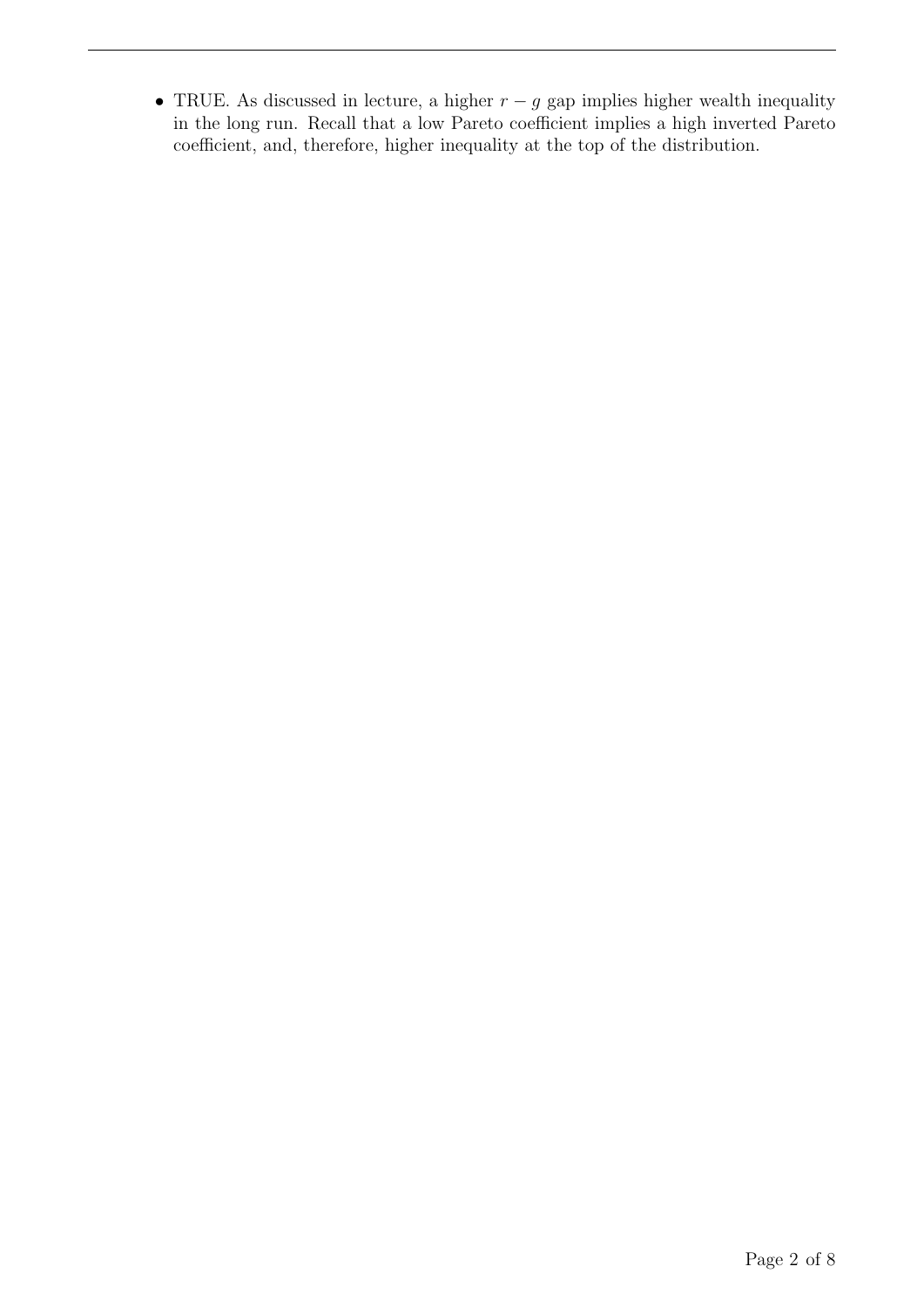- TRUE. As discussed in lecture, a higher $r - g$ gap implies higher wealth inequality in the long run. Recall that a low Pareto coefficient implies a high inverted Pareto coefficient, and, therefore, higher inequality at the top of the distribution.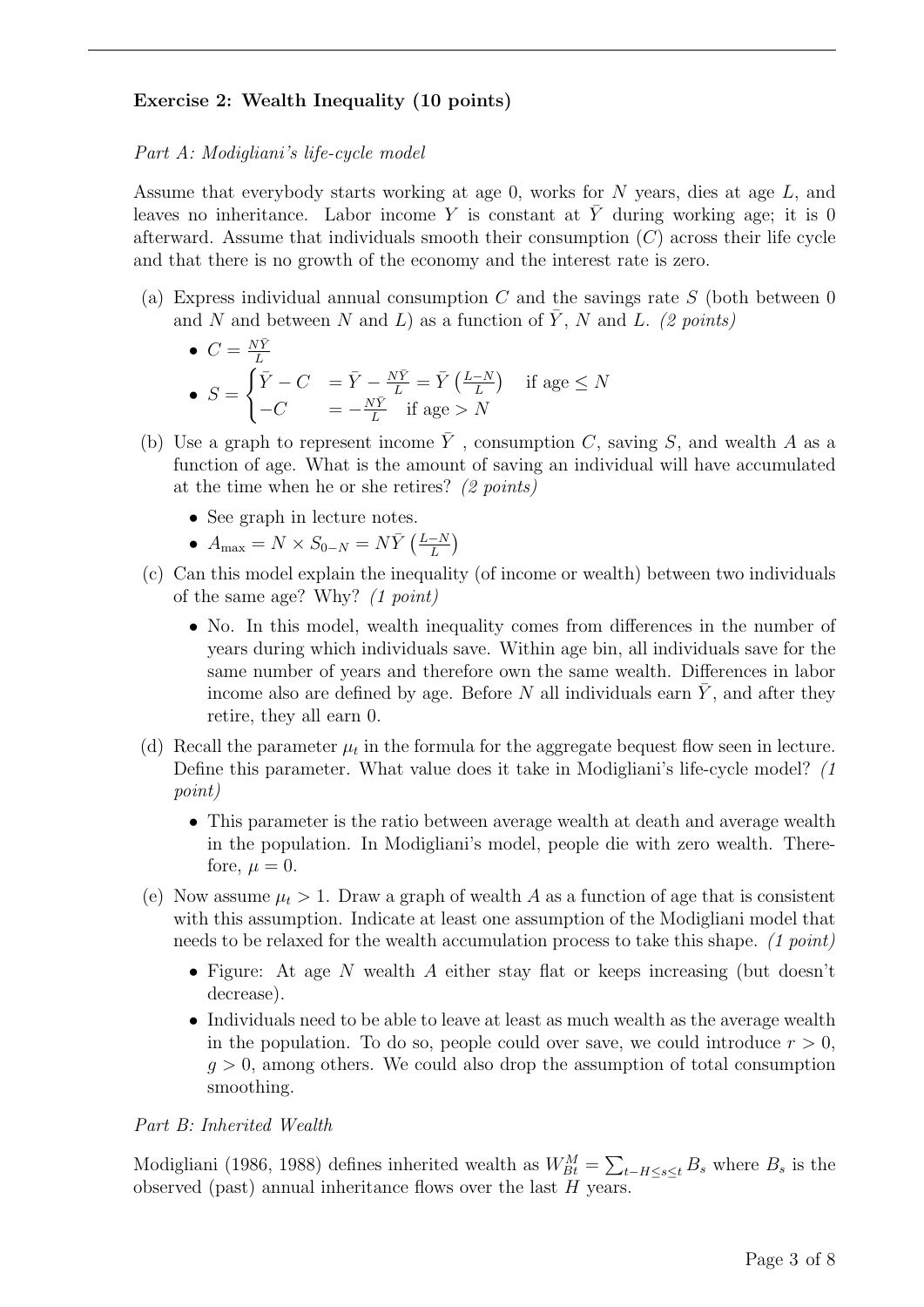### Exercise 2: Wealth Inequality (10 points)

*Part A: Modigliani's life-cycle model*

Assume that everybody starts working at age 0, works for $N$ years, dies at age $L$, and leaves no inheritance. Labor income $Y$ is constant at $\bar{Y}$ during working age; it is 0 afterward. Assume that individuals smooth their consumption ($C$) across their life cycle and that there is no growth of the economy and the interest rate is zero.

(a) Express individual annual consumption $C$ and the savings rate $S$ (both between 0 and $N$ and between $N$ and $L$) as a function of $\bar{Y}$, $N$ and $L$. *(2 points)*

- $C = \frac{N\bar{Y}}{L}$
- $S = \begin{cases} \bar{Y} - C & = \bar{Y} - \frac{N\bar{Y}}{L} = \bar{Y}\left(\frac{L-N}{L}\right) \quad \text{if age} \leq N \\ -C & = -\frac{N\bar{Y}}{L} \quad \text{if age} > N \end{cases}$

(b) Use a graph to represent income $\bar{Y}$ , consumption $C$, saving $S$, and wealth $A$ as a function of age. What is the amount of saving an individual will have accumulated at the time when he or she retires? *(2 points)*

- See graph in lecture notes.
- $A_{\max} = N \times S_{0-N} = N\bar{Y}\left(\frac{L-N}{L}\right)$

(c) Can this model explain the inequality (of income or wealth) between two individuals of the same age? Why? *(1 point)*

- No. In this model, wealth inequality comes from differences in the number of years during which individuals save. Within age bin, all individuals save for the same number of years and therefore own the same wealth. Differences in labor income also are defined by age. Before $N$ all individuals earn $\bar{Y}$, and after they retire, they all earn 0.

(d) Recall the parameter $\mu_t$ in the formula for the aggregate bequest flow seen in lecture. Define this parameter. What value does it take in Modigliani's life-cycle model? *(1 point)*

- This parameter is the ratio between average wealth at death and average wealth in the population. In Modigliani's model, people die with zero wealth. Therefore, $\mu = 0$.

(e) Now assume $\mu_t > 1$. Draw a graph of wealth $A$ as a function of age that is consistent with this assumption. Indicate at least one assumption of the Modigliani model that needs to be relaxed for the wealth accumulation process to take this shape. *(1 point)*

- Figure: At age $N$ wealth $A$ either stay flat or keeps increasing (but doesn't decrease).
- Individuals need to be able to leave at least as much wealth as the average wealth in the population. To do so, people could over save, we could introduce $r > 0$, $g > 0$, among others. We could also drop the assumption of total consumption smoothing.

*Part B: Inherited Wealth*

Modigliani (1986, 1988) defines inherited wealth as $W^M_{Bt} = \sum_{t-H \leq s \leq t} B_s$ where $B_s$ is the observed (past) annual inheritance flows over the last $H$ years.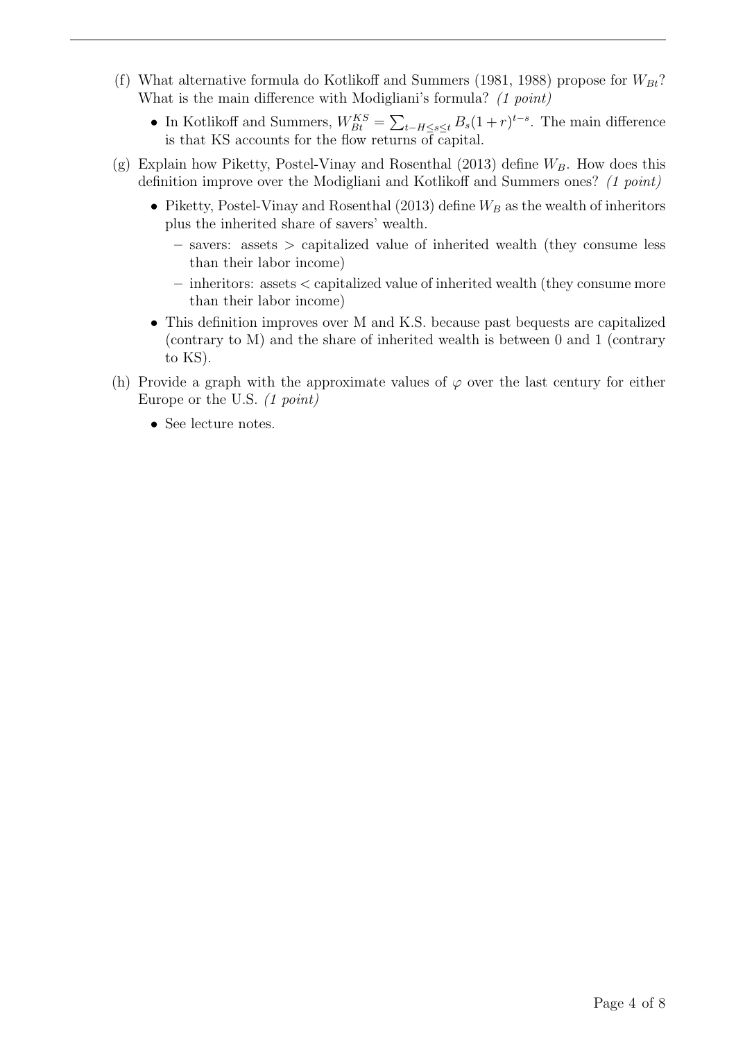(f) What alternative formula do Kotlikoff and Summers (1981, 1988) propose for $W_{Bt}$? What is the main difference with Modigliani's formula? *(1 point)*

- In Kotlikoff and Summers, $W_{Bt}^{KS} = \sum_{t-H \leq s \leq t} B_s(1+r)^{t-s}$. The main difference is that KS accounts for the flow returns of capital.

(g) Explain how Piketty, Postel-Vinay and Rosenthal (2013) define $W_B$. How does this definition improve over the Modigliani and Kotlikoff and Summers ones? *(1 point)*

- Piketty, Postel-Vinay and Rosenthal (2013) define $W_B$ as the wealth of inheritors plus the inherited share of savers' wealth.
  - savers: assets $>$ capitalized value of inherited wealth (they consume less than their labor income)
  - inheritors: assets $<$ capitalized value of inherited wealth (they consume more than their labor income)
- This definition improves over M and K.S. because past bequests are capitalized (contrary to M) and the share of inherited wealth is between 0 and 1 (contrary to KS).

(h) Provide a graph with the approximate values of $\varphi$ over the last century for either Europe or the U.S. *(1 point)*

- See lecture notes.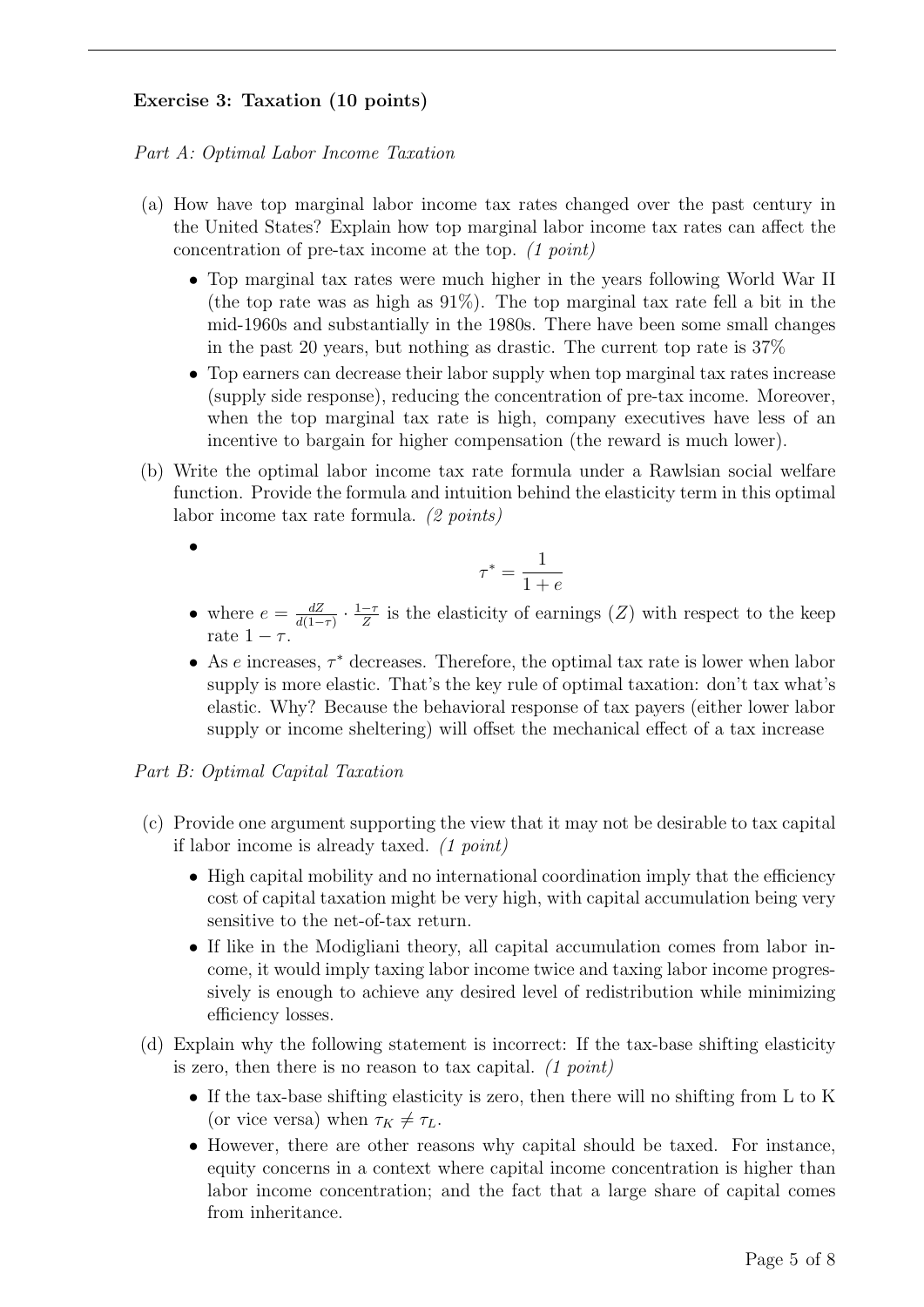**Exercise 3: Taxation (10 points)**

*Part A: Optimal Labor Income Taxation*

(a) How have top marginal labor income tax rates changed over the past century in the United States? Explain how top marginal labor income tax rates can affect the concentration of pre-tax income at the top. *(1 point)*

- Top marginal tax rates were much higher in the years following World War II (the top rate was as high as 91%). The top marginal tax rate fell a bit in the mid-1960s and substantially in the 1980s. There have been some small changes in the past 20 years, but nothing as drastic. The current top rate is 37%
- Top earners can decrease their labor supply when top marginal tax rates increase (supply side response), reducing the concentration of pre-tax income. Moreover, when the top marginal tax rate is high, company executives have less of an incentive to bargain for higher compensation (the reward is much lower).

(b) Write the optimal labor income tax rate formula under a Rawlsian social welfare function. Provide the formula and intuition behind the elasticity term in this optimal labor income tax rate formula. *(2 points)*

- $$\tau^* = \frac{1}{1+e}$$
- where $e = \frac{dZ}{d(1-\tau)} \cdot \frac{1-\tau}{Z}$ is the elasticity of earnings ($Z$) with respect to the keep rate $1-\tau$.
- As $e$ increases, $\tau^*$ decreases. Therefore, the optimal tax rate is lower when labor supply is more elastic. That's the key rule of optimal taxation: don't tax what's elastic. Why? Because the behavioral response of tax payers (either lower labor supply or income sheltering) will offset the mechanical effect of a tax increase

*Part B: Optimal Capital Taxation*

(c) Provide one argument supporting the view that it may not be desirable to tax capital if labor income is already taxed. *(1 point)*

- High capital mobility and no international coordination imply that the efficiency cost of capital taxation might be very high, with capital accumulation being very sensitive to the net-of-tax return.
- If like in the Modigliani theory, all capital accumulation comes from labor income, it would imply taxing labor income twice and taxing labor income progressively is enough to achieve any desired level of redistribution while minimizing efficiency losses.

(d) Explain why the following statement is incorrect: If the tax-base shifting elasticity is zero, then there is no reason to tax capital. *(1 point)*

- If the tax-base shifting elasticity is zero, then there will no shifting from L to K (or vice versa) when $\tau_K \neq \tau_L$.
- However, there are other reasons why capital should be taxed. For instance, equity concerns in a context where capital income concentration is higher than labor income concentration; and the fact that a large share of capital comes from inheritance.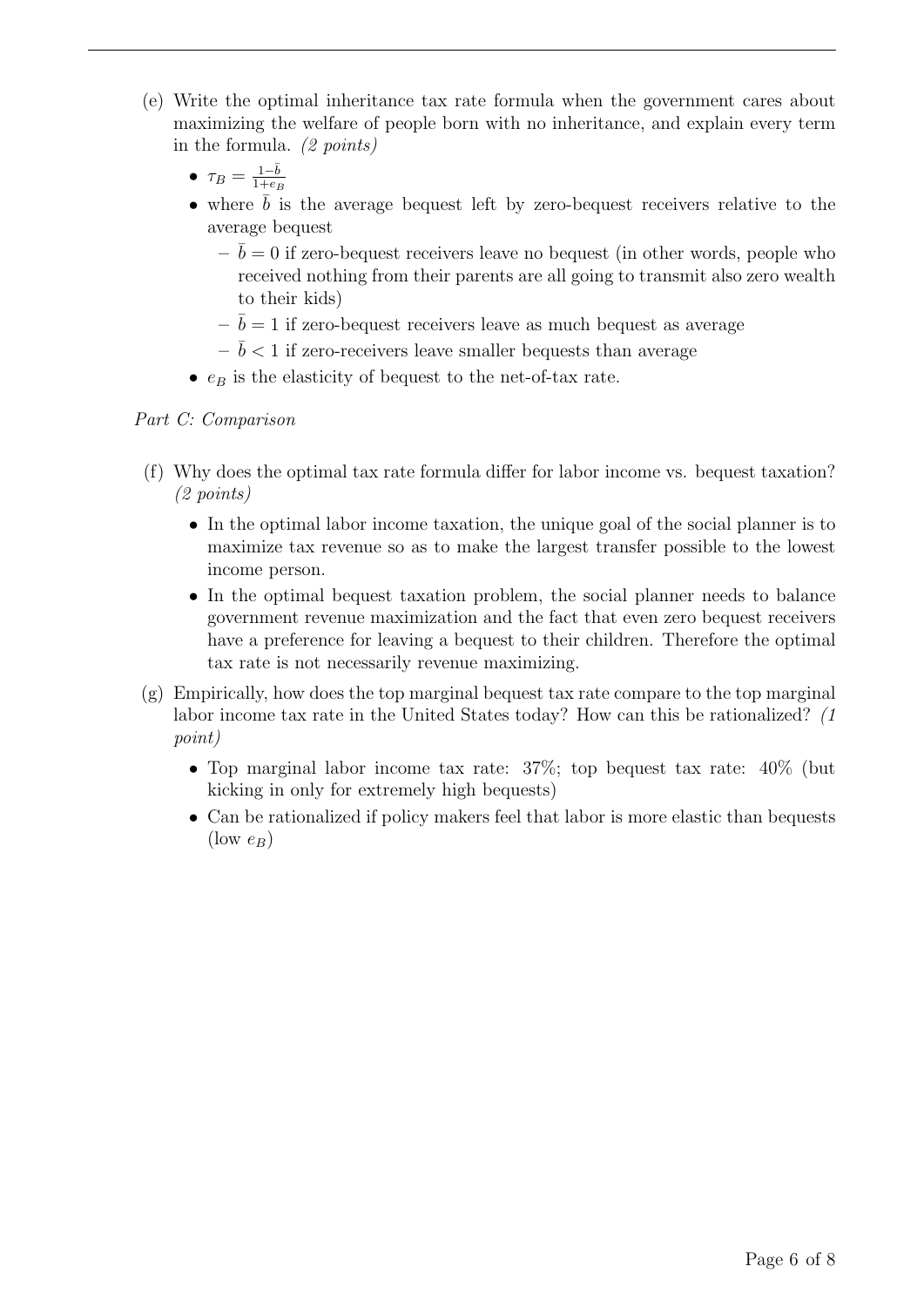(e) Write the optimal inheritance tax rate formula when the government cares about maximizing the welfare of people born with no inheritance, and explain every term in the formula. *(2 points)*

- $\tau_B = \frac{1-\bar{b}}{1+e_B}$
- where $\bar{b}$ is the average bequest left by zero-bequest receivers relative to the average bequest
  - $\bar{b} = 0$ if zero-bequest receivers leave no bequest (in other words, people who received nothing from their parents are all going to transmit also zero wealth to their kids)
  - $\bar{b} = 1$ if zero-bequest receivers leave as much bequest as average
  - $\bar{b} < 1$ if zero-receivers leave smaller bequests than average
- $e_B$ is the elasticity of bequest to the net-of-tax rate.

*Part C: Comparison*

(f) Why does the optimal tax rate formula differ for labor income vs. bequest taxation? *(2 points)*

- In the optimal labor income taxation, the unique goal of the social planner is to maximize tax revenue so as to make the largest transfer possible to the lowest income person.
- In the optimal bequest taxation problem, the social planner needs to balance government revenue maximization and the fact that even zero bequest receivers have a preference for leaving a bequest to their children. Therefore the optimal tax rate is not necessarily revenue maximizing.

(g) Empirically, how does the top marginal bequest tax rate compare to the top marginal labor income tax rate in the United States today? How can this be rationalized? *(1 point)*

- Top marginal labor income tax rate: 37%; top bequest tax rate: 40% (but kicking in only for extremely high bequests)
- Can be rationalized if policy makers feel that labor is more elastic than bequests (low $e_B$)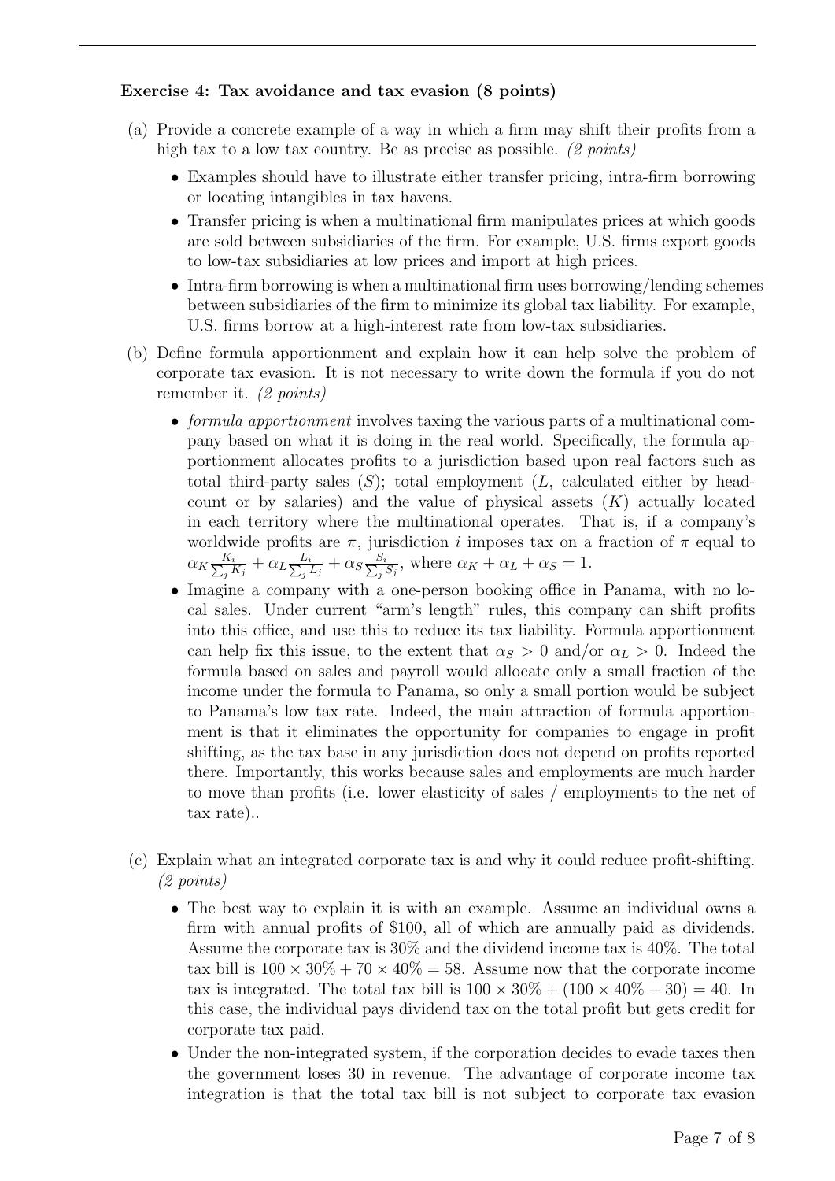**Exercise 4: Tax avoidance and tax evasion (8 points)**

(a) Provide a concrete example of a way in which a firm may shift their profits from a high tax to a low tax country. Be as precise as possible. *(2 points)*

- Examples should have to illustrate either transfer pricing, intra-firm borrowing or locating intangibles in tax havens.
- Transfer pricing is when a multinational firm manipulates prices at which goods are sold between subsidiaries of the firm. For example, U.S. firms export goods to low-tax subsidiaries at low prices and import at high prices.
- Intra-firm borrowing is when a multinational firm uses borrowing/lending schemes between subsidiaries of the firm to minimize its global tax liability. For example, U.S. firms borrow at a high-interest rate from low-tax subsidiaries.

(b) Define formula apportionment and explain how it can help solve the problem of corporate tax evasion. It is not necessary to write down the formula if you do not remember it. *(2 points)*

- *formula apportionment* involves taxing the various parts of a multinational company based on what it is doing in the real world. Specifically, the formula apportionment allocates profits to a jurisdiction based upon real factors such as total third-party sales ($S$); total employment ($L$, calculated either by headcount or by salaries) and the value of physical assets ($K$) actually located in each territory where the multinational operates. That is, if a company's worldwide profits are $\pi$, jurisdiction $i$ imposes tax on a fraction of $\pi$ equal to $\alpha_K \frac{K_i}{\sum_j K_j} + \alpha_L \frac{L_i}{\sum_j L_j} + \alpha_S \frac{S_i}{\sum_j S_j}$, where $\alpha_K + \alpha_L + \alpha_S = 1$.
- Imagine a company with a one-person booking office in Panama, with no local sales. Under current "arm's length" rules, this company can shift profits into this office, and use this to reduce its tax liability. Formula apportionment can help fix this issue, to the extent that $\alpha_S > 0$ and/or $\alpha_L > 0$. Indeed the formula based on sales and payroll would allocate only a small fraction of the income under the formula to Panama, so only a small portion would be subject to Panama's low tax rate. Indeed, the main attraction of formula apportionment is that it eliminates the opportunity for companies to engage in profit shifting, as the tax base in any jurisdiction does not depend on profits reported there. Importantly, this works because sales and employments are much harder to move than profits (i.e. lower elasticity of sales / employments to the net of tax rate)..

(c) Explain what an integrated corporate tax is and why it could reduce profit-shifting. *(2 points)*

- The best way to explain it is with an example. Assume an individual owns a firm with annual profits of \$100, all of which are annually paid as dividends. Assume the corporate tax is 30% and the dividend income tax is 40%. The total tax bill is $100 \times 30\% + 70 \times 40\% = 58$. Assume now that the corporate income tax is integrated. The total tax bill is $100 \times 30\% + (100 \times 40\% - 30) = 40$. In this case, the individual pays dividend tax on the total profit but gets credit for corporate tax paid.
- Under the non-integrated system, if the corporation decides to evade taxes then the government loses 30 in revenue. The advantage of corporate income tax integration is that the total tax bill is not subject to corporate tax evasion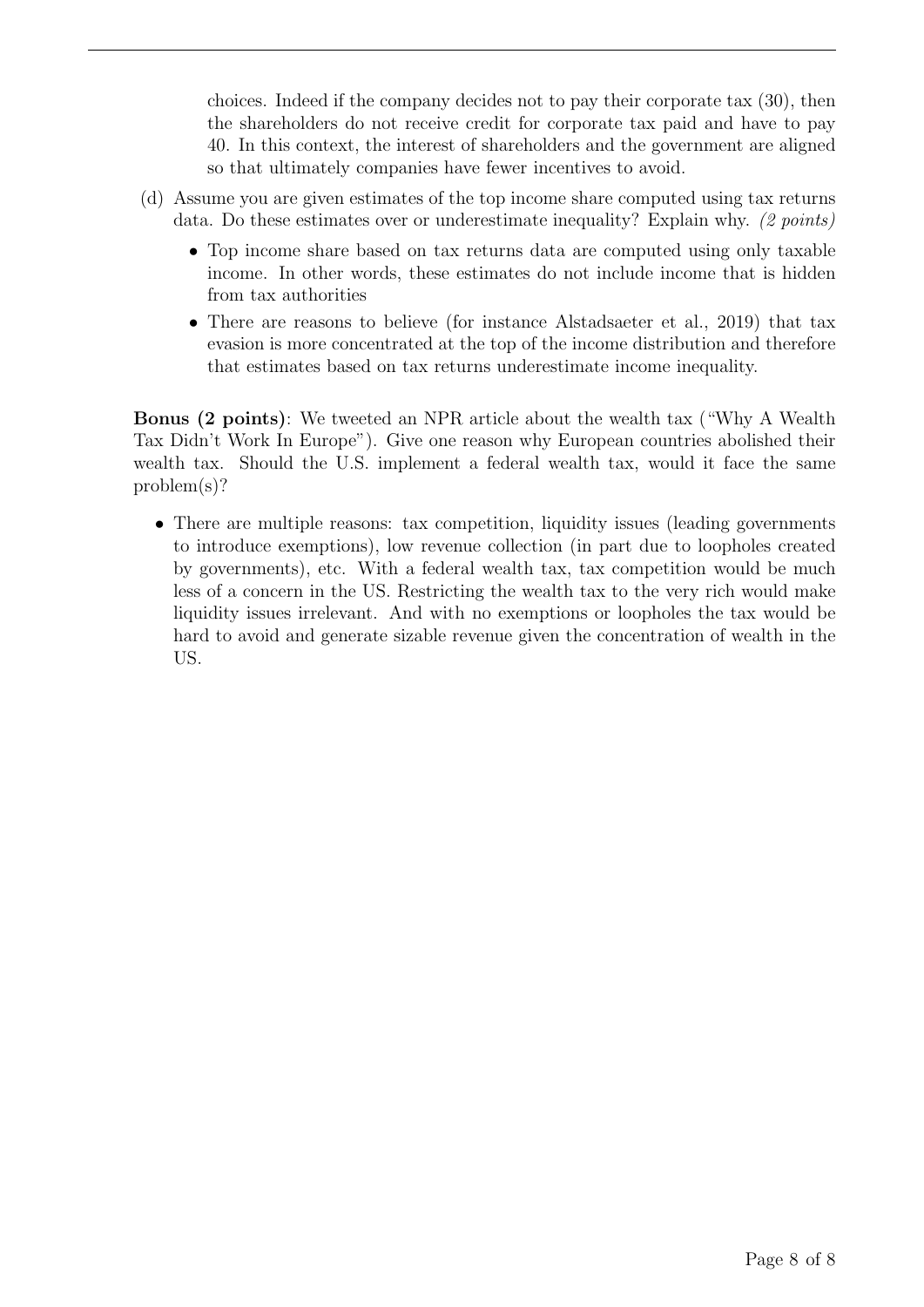choices. Indeed if the company decides not to pay their corporate tax (30), then the shareholders do not receive credit for corporate tax paid and have to pay 40. In this context, the interest of shareholders and the government are aligned so that ultimately companies have fewer incentives to avoid.

(d) Assume you are given estimates of the top income share computed using tax returns data. Do these estimates over or underestimate inequality? Explain why. *(2 points)*

- Top income share based on tax returns data are computed using only taxable income. In other words, these estimates do not include income that is hidden from tax authorities
- There are reasons to believe (for instance Alstadsaeter et al., 2019) that tax evasion is more concentrated at the top of the income distribution and therefore that estimates based on tax returns underestimate income inequality.

**Bonus (2 points)**: We tweeted an NPR article about the wealth tax ("Why A Wealth Tax Didn't Work In Europe"). Give one reason why European countries abolished their wealth tax. Should the U.S. implement a federal wealth tax, would it face the same problem(s)?

- There are multiple reasons: tax competition, liquidity issues (leading governments to introduce exemptions), low revenue collection (in part due to loopholes created by governments), etc. With a federal wealth tax, tax competition would be much less of a concern in the US. Restricting the wealth tax to the very rich would make liquidity issues irrelevant. And with no exemptions or loopholes the tax would be hard to avoid and generate sizable revenue given the concentration of wealth in the US.